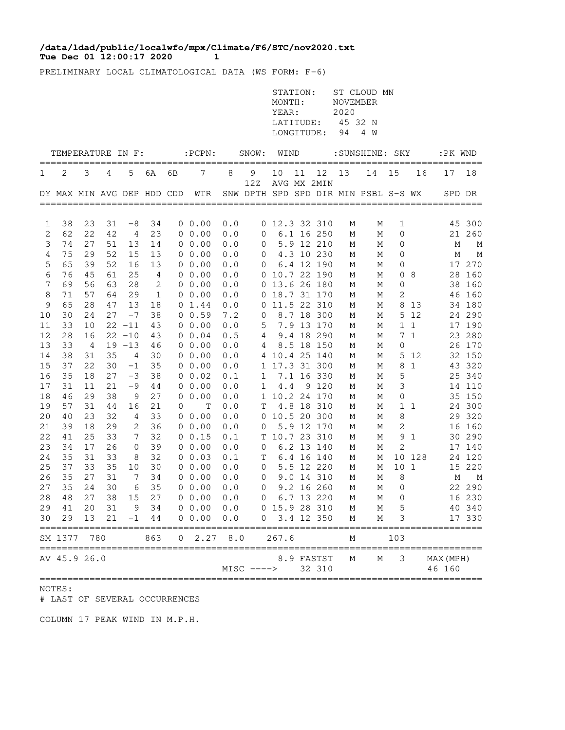**/data/ldad/public/localwfo/mpx/Climate/F6/STC/nov2020.txt**
**Tue Dec 01 12:00:17 2020 1**

PRELIMINARY LOCAL CLIMATOLOGICAL DATA (WS FORM: F-6)

STATION: ST CLOUD MN
MONTH: NOVEMBER
YEAR: 2020
LATITUDE: 45 32 N
LONGITUDE: 94 4 W

| TEMPERATURE IN F: | | | | | | | :PCPN: | SNOW: | | WIND | | | :SUNSHINE: | | SKY | | :PK WND | |
|---|---|---|---|---|---|---|---|---|---|---|---|---|---|---|---|---|---|---|
| 1 | 2 | 3 | 4 | 5 | 6A | 6B | 7 | 8 | 9 | 10 | 11 | 12 | 13 | 14 | 15 | 16 | 17 | 18 |
| | | | | | | | | | 12Z | AVG | MX | 2MIN | | | | | | |
| DY | MAX | MIN | AVG | DEP | HDD | CDD | WTR | SNW | DPTH | SPD | SPD | DIR | MIN | PSBL | S-S | WX | SPD | DR |
| 1 | 38 | 23 | 31 | -8 | 34 | 0 | 0.00 | 0.0 | 0 | 12.3 | 32 | 310 | M | M | 1 | | 45 | 300 |
| 2 | 62 | 22 | 42 | 4 | 23 | 0 | 0.00 | 0.0 | 0 | 6.1 | 16 | 250 | M | M | 0 | | 21 | 260 |
| 3 | 74 | 27 | 51 | 13 | 14 | 0 | 0.00 | 0.0 | 0 | 5.9 | 12 | 210 | M | M | 0 | | M | M |
| 4 | 75 | 29 | 52 | 15 | 13 | 0 | 0.00 | 0.0 | 0 | 4.3 | 10 | 230 | M | M | 0 | | M | M |
| 5 | 65 | 39 | 52 | 16 | 13 | 0 | 0.00 | 0.0 | 0 | 6.4 | 12 | 190 | M | M | 0 | | 17 | 270 |
| 6 | 76 | 45 | 61 | 25 | 4 | 0 | 0.00 | 0.0 | 0 | 10.7 | 22 | 190 | M | M | 0 | 8 | 28 | 160 |
| 7 | 69 | 56 | 63 | 28 | 2 | 0 | 0.00 | 0.0 | 0 | 13.6 | 26 | 180 | M | M | 0 | | 38 | 160 |
| 8 | 71 | 57 | 64 | 29 | 1 | 0 | 0.00 | 0.0 | 0 | 18.7 | 31 | 170 | M | M | 2 | | 46 | 160 |
| 9 | 65 | 28 | 47 | 13 | 18 | 0 | 1.44 | 0.0 | 0 | 11.5 | 22 | 310 | M | M | 8 | 13 | 34 | 180 |
| 10 | 30 | 24 | 27 | -7 | 38 | 0 | 0.59 | 7.2 | 0 | 8.7 | 18 | 300 | M | M | 5 | 12 | 24 | 290 |
| 11 | 33 | 10 | 22 | -11 | 43 | 0 | 0.00 | 0.0 | 5 | 7.9 | 13 | 170 | M | M | 1 | 1 | 17 | 190 |
| 12 | 28 | 16 | 22 | -10 | 43 | 0 | 0.04 | 0.5 | 4 | 9.4 | 18 | 290 | M | M | 7 | 1 | 23 | 280 |
| 13 | 33 | 4 | 19 | -13 | 46 | 0 | 0.00 | 0.0 | 4 | 8.5 | 18 | 150 | M | M | 0 | | 26 | 170 |
| 14 | 38 | 31 | 35 | 4 | 30 | 0 | 0.00 | 0.0 | 4 | 10.4 | 25 | 140 | M | M | 5 | 12 | 32 | 150 |
| 15 | 37 | 22 | 30 | -1 | 35 | 0 | 0.00 | 0.0 | 1 | 17.3 | 31 | 300 | M | M | 8 | 1 | 43 | 320 |
| 16 | 35 | 18 | 27 | -3 | 38 | 0 | 0.02 | 0.1 | 1 | 7.1 | 16 | 330 | M | M | 5 | | 25 | 340 |
| 17 | 31 | 11 | 21 | -9 | 44 | 0 | 0.00 | 0.0 | 1 | 4.4 | 9 | 120 | M | M | 3 | | 14 | 110 |
| 18 | 46 | 29 | 38 | 9 | 27 | 0 | 0.00 | 0.0 | 1 | 10.2 | 24 | 170 | M | M | 0 | | 35 | 150 |
| 19 | 57 | 31 | 44 | 16 | 21 | 0 | T | 0.0 | T | 4.8 | 18 | 310 | M | M | 1 | 1 | 24 | 300 |
| 20 | 40 | 23 | 32 | 4 | 33 | 0 | 0.00 | 0.0 | 0 | 10.5 | 20 | 300 | M | M | 8 | | 29 | 320 |
| 21 | 39 | 18 | 29 | 2 | 36 | 0 | 0.00 | 0.0 | 0 | 5.9 | 12 | 170 | M | M | 2 | | 16 | 160 |
| 22 | 41 | 25 | 33 | 7 | 32 | 0 | 0.15 | 0.1 | T | 10.7 | 23 | 310 | M | M | 9 | 1 | 30 | 290 |
| 23 | 34 | 17 | 26 | 0 | 39 | 0 | 0.00 | 0.0 | 0 | 6.2 | 13 | 140 | M | M | 2 | | 17 | 140 |
| 24 | 35 | 31 | 33 | 8 | 32 | 0 | 0.03 | 0.1 | T | 6.4 | 16 | 140 | M | M | 10 | 128 | 24 | 120 |
| 25 | 37 | 33 | 35 | 10 | 30 | 0 | 0.00 | 0.0 | 0 | 5.5 | 12 | 220 | M | M | 10 | 1 | 15 | 220 |
| 26 | 35 | 27 | 31 | 7 | 34 | 0 | 0.00 | 0.0 | 0 | 9.0 | 14 | 310 | M | M | 8 | | M | M |
| 27 | 35 | 24 | 30 | 6 | 35 | 0 | 0.00 | 0.0 | 0 | 9.2 | 16 | 260 | M | M | 0 | | 22 | 290 |
| 28 | 48 | 27 | 38 | 15 | 27 | 0 | 0.00 | 0.0 | 0 | 6.7 | 13 | 220 | M | M | 0 | | 16 | 230 |
| 29 | 41 | 20 | 31 | 9 | 34 | 0 | 0.00 | 0.0 | 0 | 15.9 | 28 | 310 | M | M | 5 | | 40 | 340 |
| 30 | 29 | 13 | 21 | -1 | 44 | 0 | 0.00 | 0.0 | 0 | 3.4 | 12 | 350 | M | M | 3 | | 17 | 330 |
| SM | 1377 | 780 | | | 863 | 0 | 2.27 | 8.0 | | 267.6 | | | M | | 103 | | | |
| AV | 45.9 | 26.0 | | | | | | | | 8.9 | FASTST | | M | M | 3 | | MAX(MPH) | |
| | | | | | | | | MISC ----> | | | 32 | 310 | | | | | 46 | 160 |

NOTES:
# LAST OF SEVERAL OCCURRENCES

COLUMN 17 PEAK WIND IN M.P.H.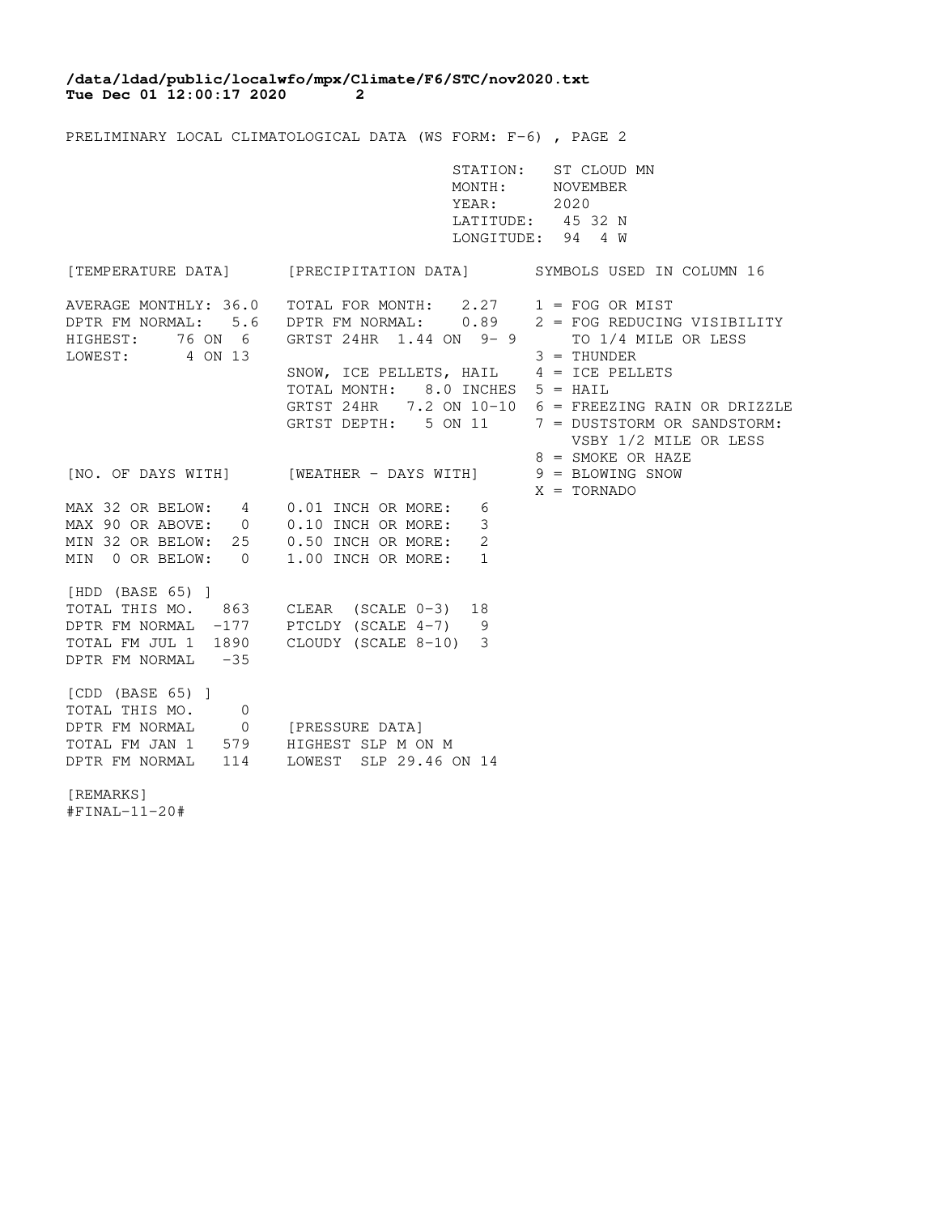**/data/ldad/public/localwfo/mpx/Climate/F6/STC/nov2020.txt**
**Tue Dec 01 12:00:17 2020 2**

PRELIMINARY LOCAL CLIMATOLOGICAL DATA (WS FORM: F-6) , PAGE 2

```
                                    STATION:   ST CLOUD MN
                                    MONTH:     NOVEMBER
                                    YEAR:      2020
                                    LATITUDE:   45 32 N
                                    LONGITUDE:  94  4 W

[TEMPERATURE DATA]      [PRECIPITATION DATA]       SYMBOLS USED IN COLUMN 16

AVERAGE MONTHLY: 36.0   TOTAL FOR MONTH:   2.27    1 = FOG OR MIST
DPTR FM NORMAL:   5.6   DPTR FM NORMAL:    0.89    2 = FOG REDUCING VISIBILITY
HIGHEST:    76 ON  6    GRTST 24HR  1.44 ON  9- 9      TO 1/4 MILE OR LESS
LOWEST:      4 ON 13                               3 = THUNDER
                        SNOW, ICE PELLETS, HAIL    4 = ICE PELLETS
                        TOTAL MONTH:   8.0 INCHES  5 = HAIL
                        GRTST 24HR   7.2 ON 10-10  6 = FREEZING RAIN OR DRIZZLE
                        GRTST DEPTH:   5 ON 11     7 = DUSTSTORM OR SANDSTORM:
                                                       VSBY 1/2 MILE OR LESS
                                                   8 = SMOKE OR HAZE
[NO. OF DAYS WITH]      [WEATHER - DAYS WITH]      9 = BLOWING SNOW
                                                   X = TORNADO
MAX 32 OR BELOW:   4    0.01 INCH OR MORE:   6
MAX 90 OR ABOVE:   0    0.10 INCH OR MORE:   3
MIN 32 OR BELOW:  25    0.50 INCH OR MORE:   2
MIN  0 OR BELOW:   0    1.00 INCH OR MORE:   1

[HDD (BASE 65) ]
TOTAL THIS MO.   863    CLEAR  (SCALE 0-3)  18
DPTR FM NORMAL  -177    PTCLDY (SCALE 4-7)   9
TOTAL FM JUL 1  1890    CLOUDY (SCALE 8-10)  3
DPTR FM NORMAL   -35

[CDD (BASE 65) ]
TOTAL THIS MO.     0
DPTR FM NORMAL     0    [PRESSURE DATA]
TOTAL FM JAN 1   579    HIGHEST SLP M ON M
DPTR FM NORMAL   114    LOWEST  SLP 29.46 ON 14

[REMARKS]
#FINAL-11-20#
```